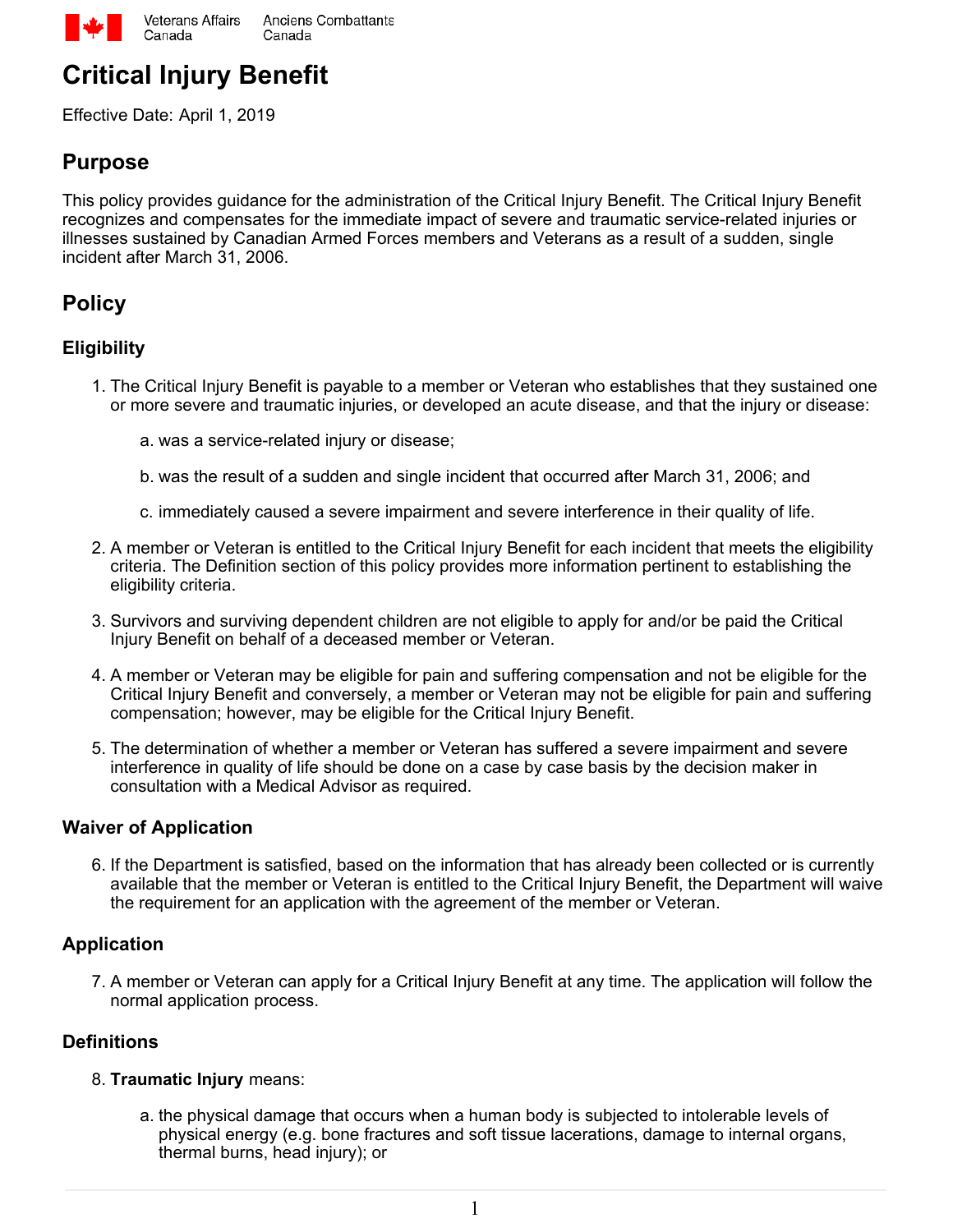# Critical Injury Benefit

Effective Date: April 1, 2019

## Purpose

This policy provides guidance for the administration of the Critical Injury Benefit. The Critical Injury Benefit recognizes and compensates for the immediate impact of severe and traumatic service-related injuries or illnesses sustained by Canadian Armed Forces members and Veterans as a result of a sudden, single incident after March 31, 2006.

## Policy

### Eligibility

1. The Critical Injury Benefit is payable to a member or Veteran who establishes that they sustained one or more severe and traumatic injuries, or developed an acute disease, and that the injury or disease:

    a. was a service-related injury or disease;

    b. was the result of a sudden and single incident that occurred after March 31, 2006; and

    c. immediately caused a severe impairment and severe interference in their quality of life.

2. A member or Veteran is entitled to the Critical Injury Benefit for each incident that meets the eligibility criteria. The Definition section of this policy provides more information pertinent to establishing the eligibility criteria.

3. Survivors and surviving dependent children are not eligible to apply for and/or be paid the Critical Injury Benefit on behalf of a deceased member or Veteran.

4. A member or Veteran may be eligible for pain and suffering compensation and not be eligible for the Critical Injury Benefit and conversely, a member or Veteran may not be eligible for pain and suffering compensation; however, may be eligible for the Critical Injury Benefit.

5. The determination of whether a member or Veteran has suffered a severe impairment and severe interference in quality of life should be done on a case by case basis by the decision maker in consultation with a Medical Advisor as required.

### Waiver of Application

6. If the Department is satisfied, based on the information that has already been collected or is currently available that the member or Veteran is entitled to the Critical Injury Benefit, the Department will waive the requirement for an application with the agreement of the member or Veteran.

### Application

7. A member or Veteran can apply for a Critical Injury Benefit at any time. The application will follow the normal application process.

### Definitions

8. **Traumatic Injury** means:

    a. the physical damage that occurs when a human body is subjected to intolerable levels of physical energy (e.g. bone fractures and soft tissue lacerations, damage to internal organs, thermal burns, head injury); or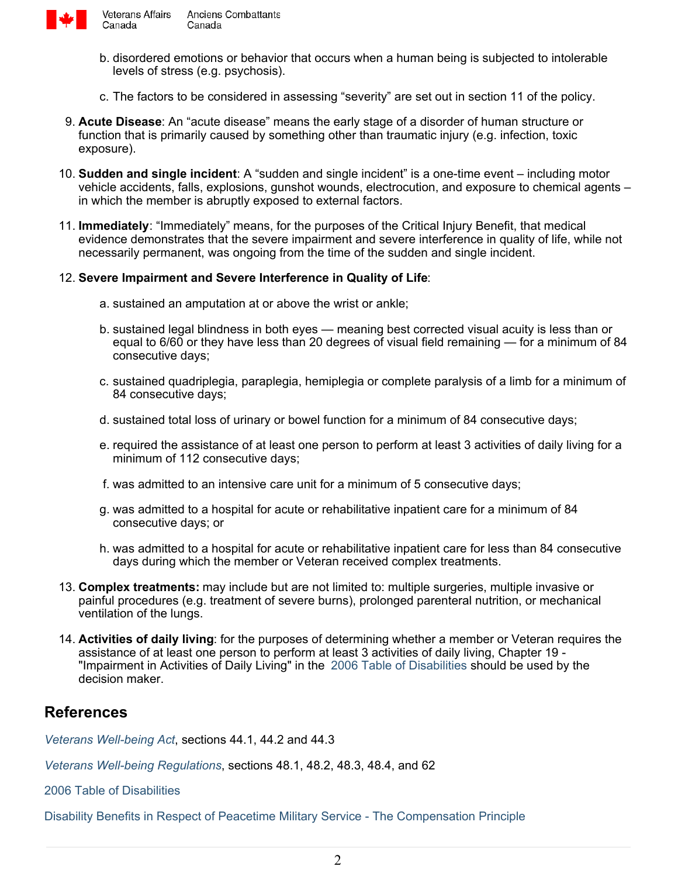b. disordered emotions or behavior that occurs when a human being is subjected to intolerable levels of stress (e.g. psychosis).

c. The factors to be considered in assessing “severity” are set out in section 11 of the policy.

9. **Acute Disease**: An “acute disease” means the early stage of a disorder of human structure or function that is primarily caused by something other than traumatic injury (e.g. infection, toxic exposure).

10. **Sudden and single incident**: A “sudden and single incident” is a one-time event – including motor vehicle accidents, falls, explosions, gunshot wounds, electrocution, and exposure to chemical agents – in which the member is abruptly exposed to external factors.

11. **Immediately**: “Immediately” means, for the purposes of the Critical Injury Benefit, that medical evidence demonstrates that the severe impairment and severe interference in quality of life, while not necessarily permanent, was ongoing from the time of the sudden and single incident.

12. **Severe Impairment and Severe Interference in Quality of Life**:

    a. sustained an amputation at or above the wrist or ankle;

    b. sustained legal blindness in both eyes — meaning best corrected visual acuity is less than or equal to 6/60 or they have less than 20 degrees of visual field remaining — for a minimum of 84 consecutive days;

    c. sustained quadriplegia, paraplegia, hemiplegia or complete paralysis of a limb for a minimum of 84 consecutive days;

    d. sustained total loss of urinary or bowel function for a minimum of 84 consecutive days;

    e. required the assistance of at least one person to perform at least 3 activities of daily living for a minimum of 112 consecutive days;

    f. was admitted to an intensive care unit for a minimum of 5 consecutive days;

    g. was admitted to a hospital for acute or rehabilitative inpatient care for a minimum of 84 consecutive days; or

    h. was admitted to a hospital for acute or rehabilitative inpatient care for less than 84 consecutive days during which the member or Veteran received complex treatments.

13. **Complex treatments:** may include but are not limited to: multiple surgeries, multiple invasive or painful procedures (e.g. treatment of severe burns), prolonged parenteral nutrition, or mechanical ventilation of the lungs.

14. **Activities of daily living**: for the purposes of determining whether a member or Veteran requires the assistance of at least one person to perform at least 3 activities of daily living, Chapter 19 - "Impairment in Activities of Daily Living" in the 2006 Table of Disabilities should be used by the decision maker.

## References

*Veterans Well-being Act*, sections 44.1, 44.2 and 44.3

*Veterans Well-being Regulations*, sections 48.1, 48.2, 48.3, 48.4, and 62

2006 Table of Disabilities

Disability Benefits in Respect of Peacetime Military Service - The Compensation Principle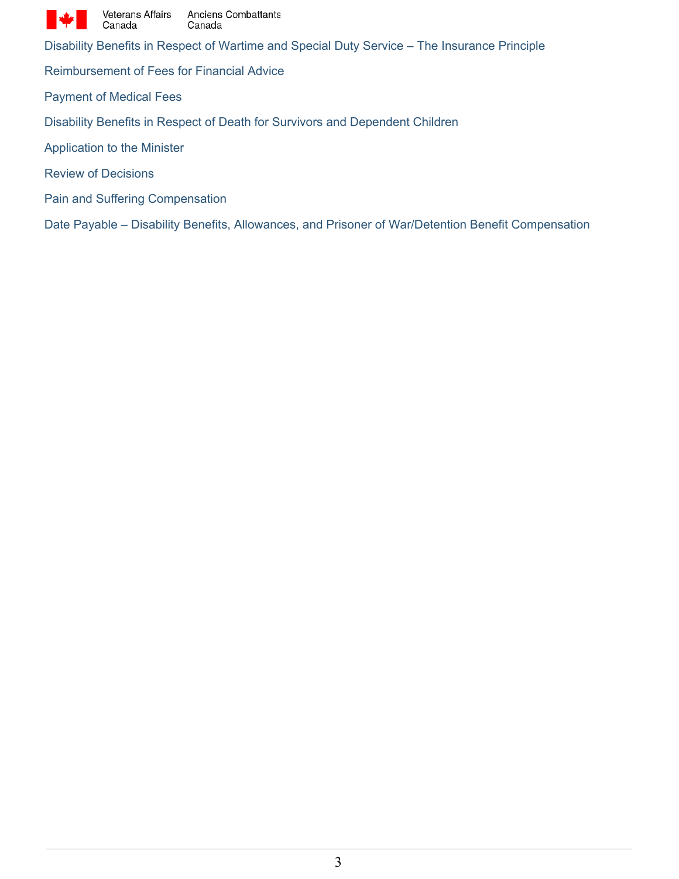Disability Benefits in Respect of Wartime and Special Duty Service – The Insurance Principle

Reimbursement of Fees for Financial Advice

Payment of Medical Fees

Disability Benefits in Respect of Death for Survivors and Dependent Children

Application to the Minister

Review of Decisions

Pain and Suffering Compensation

Date Payable – Disability Benefits, Allowances, and Prisoner of War/Detention Benefit Compensation